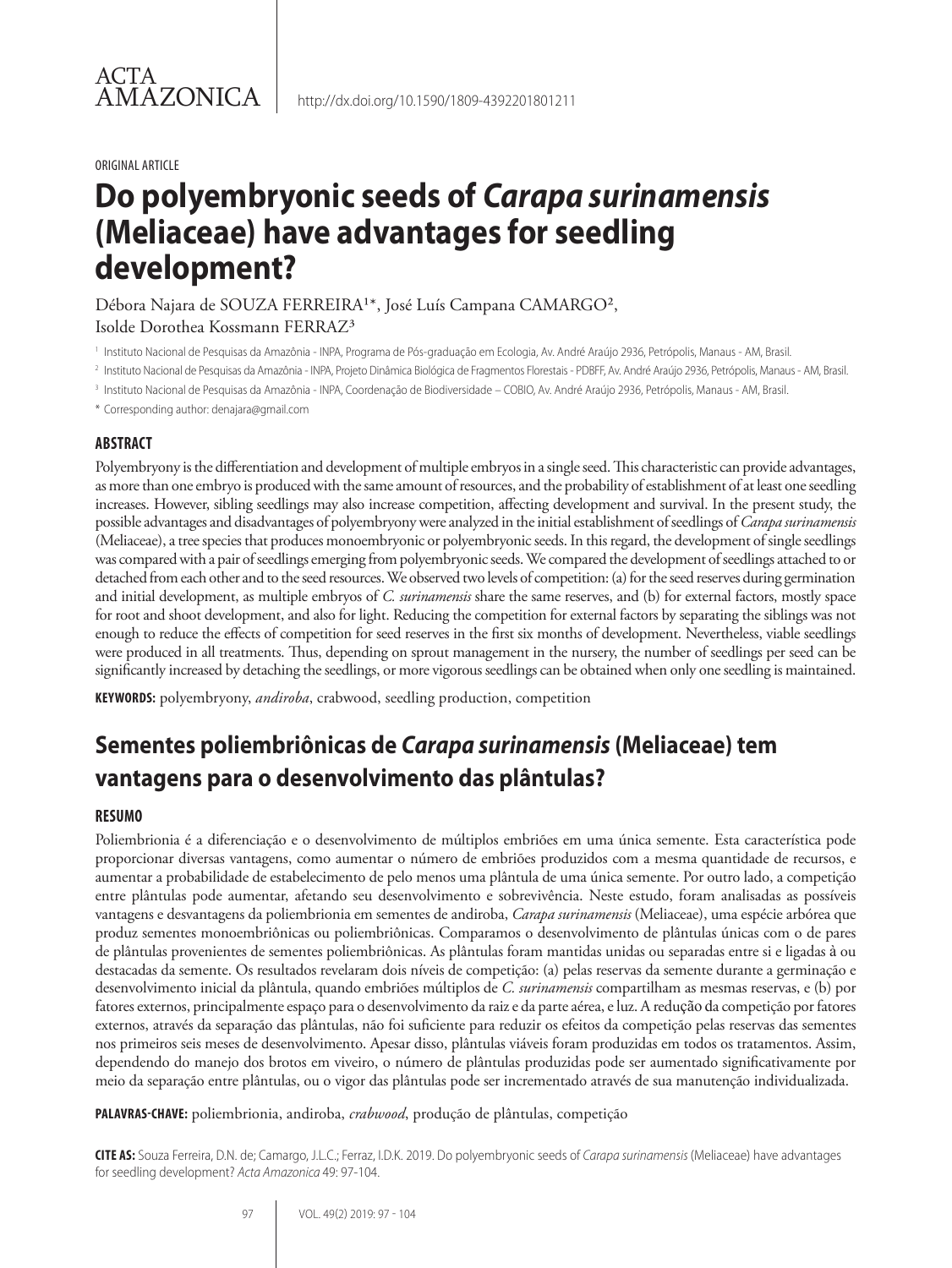ACTA AMAZONICA

http://dx.doi.org/10.1590/1809-4392201801211

ORIGINAL ARTICLE

# Do polyembryonic seeds of *Carapa surinamensis* (Meliaceae) have advantages for seedling development?

Débora Najara de SOUZA FERREIRA[1]*, José Luís Campana CAMARGO[2], Isolde Dorothea Kossmann FERRAZ[3]

[1] Instituto Nacional de Pesquisas da Amazônia - INPA, Programa de Pós-graduação em Ecologia, Av. André Araújo 2936, Petrópolis, Manaus - AM, Brasil.

[2] Instituto Nacional de Pesquisas da Amazônia - INPA, Projeto Dinâmica Biológica de Fragmentos Florestais - PDBFF, Av. André Araújo 2936, Petrópolis, Manaus - AM, Brasil.

[3] Instituto Nacional de Pesquisas da Amazônia - INPA, Coordenação de Biodiversidade – COBIO, Av. André Araújo 2936, Petrópolis, Manaus - AM, Brasil.

* Corresponding author: denajara@gmail.com

## ABSTRACT

Polyembryony is the differentiation and development of multiple embryos in a single seed. This characteristic can provide advantages, as more than one embryo is produced with the same amount of resources, and the probability of establishment of at least one seedling increases. However, sibling seedlings may also increase competition, affecting development and survival. In the present study, the possible advantages and disadvantages of polyembryony were analyzed in the initial establishment of seedlings of *Carapa surinamensis* (Meliaceae), a tree species that produces monoembryonic or polyembryonic seeds. In this regard, the development of single seedlings was compared with a pair of seedlings emerging from polyembryonic seeds. We compared the development of seedlings attached to or detached from each other and to the seed resources. We observed two levels of competition: (a) for the seed reserves during germination and initial development, as multiple embryos of *C. surinamensis* share the same reserves, and (b) for external factors, mostly space for root and shoot development, and also for light. Reducing the competition for external factors by separating the siblings was not enough to reduce the effects of competition for seed reserves in the first six months of development. Nevertheless, viable seedlings were produced in all treatments. Thus, depending on sprout management in the nursery, the number of seedlings per seed can be significantly increased by detaching the seedlings, or more vigorous seedlings can be obtained when only one seedling is maintained.

**KEYWORDS:** polyembryony, *andiroba*, crabwood, seedling production, competition

# Sementes poliembriônicas de *Carapa surinamensis* (Meliaceae) tem vantagens para o desenvolvimento das plântulas?

## RESUMO

Poliembrionia é a diferenciação e o desenvolvimento de múltiplos embriões em uma única semente. Esta característica pode proporcionar diversas vantagens, como aumentar o número de embriões produzidos com a mesma quantidade de recursos, e aumentar a probabilidade de estabelecimento de pelo menos uma plântula de uma única semente. Por outro lado, a competição entre plântulas pode aumentar, afetando seu desenvolvimento e sobrevivência. Neste estudo, foram analisadas as possíveis vantagens e desvantagens da poliembrionia em sementes de andiroba, *Carapa surinamensis* (Meliaceae), uma espécie arbórea que produz sementes monoembriônicas ou poliembriônicas. Comparamos o desenvolvimento de plântulas únicas com o de pares de plântulas provenientes de sementes poliembriônicas. As plântulas foram mantidas unidas ou separadas entre si e ligadas à ou destacadas da semente. Os resultados revelaram dois níveis de competição: (a) pelas reservas da semente durante a germinação e desenvolvimento inicial da plântula, quando embriões múltiplos de *C. surinamensis* compartilham as mesmas reservas, e (b) por fatores externos, principalmente espaço para o desenvolvimento da raiz e da parte aérea, e luz. A redução da competição por fatores externos, através da separação das plântulas, não foi suficiente para reduzir os efeitos da competição pelas reservas das sementes nos primeiros seis meses de desenvolvimento. Apesar disso, plântulas viáveis foram produzidas em todos os tratamentos. Assim, dependendo do manejo dos brotos em viveiro, o número de plântulas produzidas pode ser aumentado significativamente por meio da separação entre plântulas, ou o vigor das plântulas pode ser incrementado através de sua manutenção individualizada.

**PALAVRAS-CHAVE:** poliembrionia, andiroba, *crabwood*, produção de plântulas, competição

**CITE AS:** Souza Ferreira, D.N. de; Camargo, J.L.C.; Ferraz, I.D.K. 2019. Do polyembryonic seeds of *Carapa surinamensis* (Meliaceae) have advantages for seedling development? *Acta Amazonica* 49: 97-104.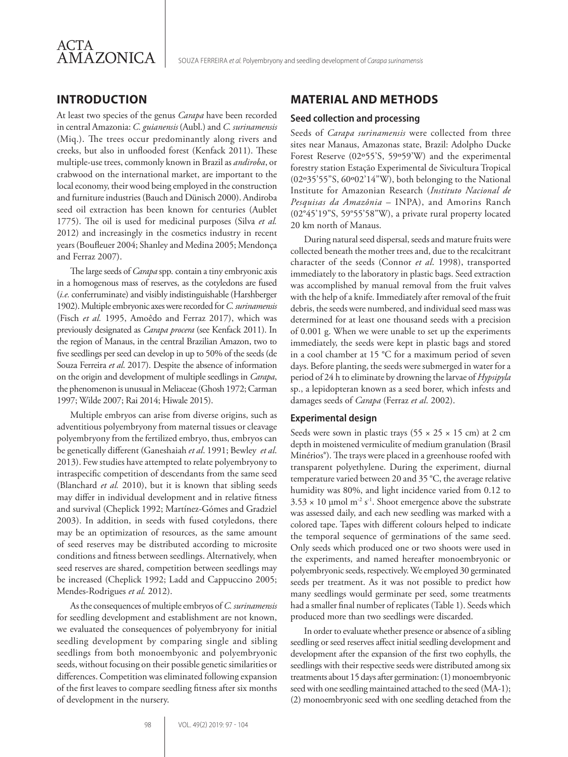## INTRODUCTION

At least two species of the genus *Carapa* have been recorded in central Amazonia: *C. guianensis* (Aubl.) and *C. surinamensis* (Miq.). The trees occur predominantly along rivers and creeks, but also in unflooded forest (Kenfack 2011). These multiple-use trees, commonly known in Brazil as *andiroba*, or crabwood on the international market, are important to the local economy, their wood being employed in the construction and furniture industries (Bauch and Dünisch 2000). Andiroba seed oil extraction has been known for centuries (Aublet 1775). The oil is used for medicinal purposes (Silva *et al.* 2012) and increasingly in the cosmetics industry in recent years (Boufleuer 2004; Shanley and Medina 2005; Mendonça and Ferraz 2007).

The large seeds of *Carapa* spp. contain a tiny embryonic axis in a homogenous mass of reserves, as the cotyledons are fused (*i.e.* conferruminate) and visibly indistinguishable (Harshberger 1902). Multiple embryonic axes were recorded for *C. surinamensis* (Fisch *et al.* 1995, Amoêdo and Ferraz 2017), which was previously designated as *Carapa procera* (see Kenfack 2011). In the region of Manaus, in the central Brazilian Amazon, two to five seedlings per seed can develop in up to 50% of the seeds (de Souza Ferreira *et al*. 2017). Despite the absence of information on the origin and development of multiple seedlings in *Carapa*, the phenomenon is unusual in Meliaceae (Ghosh 1972; Carman 1997; Wilde 2007; Rai 2014; Hiwale 2015).

Multiple embryos can arise from diverse origins, such as adventitious polyembryony from maternal tissues or cleavage polyembryony from the fertilized embryo, thus, embryos can be genetically different (Ganeshaiah *et al*. 1991; Bewley *et al*. 2013). Few studies have attempted to relate polyembryony to intraspecific competition of descendants from the same seed (Blanchard *et al.* 2010), but it is known that sibling seeds may differ in individual development and in relative fitness and survival (Cheplick 1992; Martínez-Gómes and Gradziel 2003). In addition, in seeds with fused cotyledons, there may be an optimization of resources, as the same amount of seed reserves may be distributed according to microsite conditions and fitness between seedlings. Alternatively, when seed reserves are shared, competition between seedlings may be increased (Cheplick 1992; Ladd and Cappuccino 2005; Mendes-Rodrigues *et al.* 2012).

As the consequences of multiple embryos of *C. surinamensis* for seedling development and establishment are not known, we evaluated the consequences of polyembryony for initial seedling development by comparing single and sibling seedlings from both monoembyonic and polyembryonic seeds, without focusing on their possible genetic similarities or differences. Competition was eliminated following expansion of the first leaves to compare seedling fitness after six months of development in the nursery.

## MATERIAL AND METHODS

### Seed collection and processing

Seeds of *Carapa surinamensis* were collected from three sites near Manaus, Amazonas state, Brazil: Adolpho Ducke Forest Reserve (02º55'S, 59º59'W) and the experimental forestry station Estação Experimental de Sivicultura Tropical (02º35'55"S, 60º02'14"W), both belonging to the National Institute for Amazonian Research (*Instituto Nacional de Pesquisas da Amazônia* – INPA), and Amorins Ranch (02°45'19"S, 59°55'58"W), a private rural property located 20 km north of Manaus.

During natural seed dispersal, seeds and mature fruits were collected beneath the mother trees and, due to the recalcitrant character of the seeds (Connor *et al*. 1998), transported immediately to the laboratory in plastic bags. Seed extraction was accomplished by manual removal from the fruit valves with the help of a knife. Immediately after removal of the fruit debris, the seeds were numbered, and individual seed mass was determined for at least one thousand seeds with a precision of 0.001 g. When we were unable to set up the experiments immediately, the seeds were kept in plastic bags and stored in a cool chamber at 15 °C for a maximum period of seven days. Before planting, the seeds were submerged in water for a period of 24 h to eliminate by drowning the larvae of *Hypsipyla* sp., a lepidopteran known as a seed borer, which infests and damages seeds of *Carapa* (Ferraz *et al.* 2002).

### Experimental design

Seeds were sown in plastic trays (55 × 25 × 15 cm) at 2 cm depth in moistened vermiculite of medium granulation (Brasil Minérios®). The trays were placed in a greenhouse roofed with transparent polyethylene. During the experiment, diurnal temperature varied between 20 and 35 °C, the average relative humidity was 80%, and light incidence varied from 0.12 to $3.53 \times 10$ µmol $m^{-2}$ $s^{-1}$. Shoot emergence above the substrate was assessed daily, and each new seedling was marked with a colored tape. Tapes with different colours helped to indicate the temporal sequence of germinations of the same seed. Only seeds which produced one or two shoots were used in the experiments, and named hereafter monoembryonic or polyembryonic seeds, respectively. We employed 30 germinated seeds per treatment. As it was not possible to predict how many seedlings would germinate per seed, some treatments had a smaller final number of replicates (Table 1). Seeds which produced more than two seedlings were discarded.

In order to evaluate whether presence or absence of a sibling seedling or seed reserves affect initial seedling development and development after the expansion of the first two eophylls, the seedlings with their respective seeds were distributed among six treatments about 15 days after germination: (1) monoembryonic seed with one seedling maintained attached to the seed (MA-1); (2) monoembryonic seed with one seedling detached from the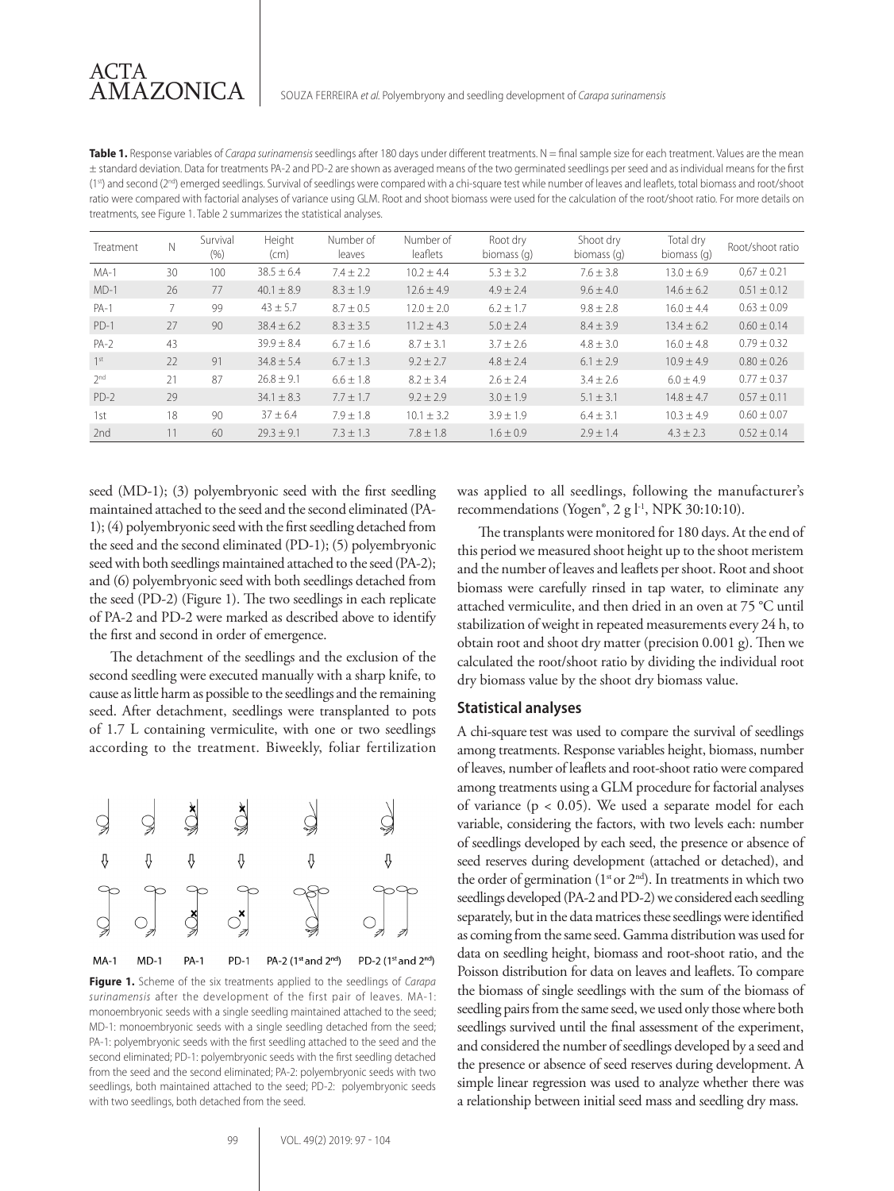**Table 1.** Response variables of *Carapa surinamensis* seedlings after 180 days under different treatments. N = final sample size for each treatment. Values are the mean ± standard deviation. Data for treatments PA-2 and PD-2 are shown as averaged means of the two germinated seedlings per seed and as individual means for the first (1st) and second (2nd) emerged seedlings. Survival of seedlings were compared with a chi-square test while number of leaves and leaflets, total biomass and root/shoot ratio were compared with factorial analyses of variance using GLM. Root and shoot biomass were used for the calculation of the root/shoot ratio. For more details on treatments, see Figure 1. Table 2 summarizes the statistical analyses.

| Treatment | N | Survival (%) | Height (cm) | Number of leaves | Number of leaflets | Root dry biomass (g) | Shoot dry biomass (g) | Total dry biomass (g) | Root/shoot ratio |
|---|---|---|---|---|---|---|---|---|---|
| MA-1 | 30 | 100 | 38.5 ± 6.4 | 7.4 ± 2.2 | 10.2 ± 4.4 | 5.3 ± 3.2 | 7.6 ± 3.8 | 13.0 ± 6.9 | 0,67 ± 0.21 |
| MD-1 | 26 | 77 | 40.1 ± 8.9 | 8.3 ± 1.9 | 12.6 ± 4.9 | 4.9 ± 2.4 | 9.6 ± 4.0 | 14.6 ± 6.2 | 0.51 ± 0.12 |
| PA-1 | 7 | 99 | 43 ± 5.7 | 8.7 ± 0.5 | 12.0 ± 2.0 | 6.2 ± 1.7 | 9.8 ± 2.8 | 16.0 ± 4.4 | 0.63 ± 0.09 |
| PD-1 | 27 | 90 | 38.4 ± 6.2 | 8.3 ± 3.5 | 11.2 ± 4.3 | 5.0 ± 2.4 | 8.4 ± 3.9 | 13.4 ± 6.2 | 0.60 ± 0.14 |
| PA-2 | 43 | | 39.9 ± 8.4 | 6.7 ± 1.6 | 8.7 ± 3.1 | 3.7 ± 2.6 | 4.8 ± 3.0 | 16.0 ± 4.8 | 0.79 ± 0.32 |
| 1st | 22 | 91 | 34.8 ± 5.4 | 6.7 ± 1.3 | 9.2 ± 2.7 | 4.8 ± 2.4 | 6.1 ± 2.9 | 10.9 ± 4.9 | 0.80 ± 0.26 |
| 2nd | 21 | 87 | 26.8 ± 9.1 | 6.6 ± 1.8 | 8.2 ± 3.4 | 2.6 ± 2.4 | 3.4 ± 2.6 | 6.0 ± 4.9 | 0.77 ± 0.37 |
| PD-2 | 29 | | 34.1 ± 8.3 | 7.7 ± 1.7 | 9.2 ± 2.9 | 3.0 ± 1.9 | 5.1 ± 3.1 | 14.8 ± 4.7 | 0.57 ± 0.11 |
| 1st | 18 | 90 | 37 ± 6.4 | 7.9 ± 1.8 | 10.1 ± 3.2 | 3.9 ± 1.9 | 6.4 ± 3.1 | 10.3 ± 4.9 | 0.60 ± 0.07 |
| 2nd | 11 | 60 | 29.3 ± 9.1 | 7.3 ± 1.3 | 7.8 ± 1.8 | 1.6 ± 0.9 | 2.9 ± 1.4 | 4.3 ± 2.3 | 0.52 ± 0.14 |

seed (MD-1); (3) polyembryonic seed with the first seedling maintained attached to the seed and the second eliminated (PA-1); (4) polyembryonic seed with the first seedling detached from the seed and the second eliminated (PD-1); (5) polyembryonic seed with both seedlings maintained attached to the seed (PA-2); and (6) polyembryonic seed with both seedlings detached from the seed (PD-2) (Figure 1). The two seedlings in each replicate of PA-2 and PD-2 were marked as described above to identify the first and second in order of emergence.

The detachment of the seedlings and the exclusion of the second seedling were executed manually with a sharp knife, to cause as little harm as possible to the seedlings and the remaining seed. After detachment, seedlings were transplanted to pots of 1.7 L containing vermiculite, with one or two seedlings according to the treatment. Biweekly, foliar fertilization was applied to all seedlings, following the manufacturer's recommendations (Yogen®, 2 g $l^{-1}$, NPK 30:10:10).

**Figure 1.** Scheme of the six treatments applied to the seedlings of *Carapa surinamensis* after the development of the first pair of leaves. MA-1: monoembryonic seeds with a single seedling maintained attached to the seed; MD-1: monoembryonic seeds with a single seedling detached from the seed; PA-1: polyembryonic seeds with the first seedling attached to the seed and the second eliminated; PD-1: polyembryonic seeds with the first seedling detached from the seed and the second eliminated; PA-2: polyembryonic seeds with two seedlings, both maintained attached to the seed; PD-2: polyembryonic seeds with two seedlings, both detached from the seed.

The transplants were monitored for 180 days. At the end of this period we measured shoot height up to the shoot meristem and the number of leaves and leaflets per shoot. Root and shoot biomass were carefully rinsed in tap water, to eliminate any attached vermiculite, and then dried in an oven at 75 °C until stabilization of weight in repeated measurements every 24 h, to obtain root and shoot dry matter (precision 0.001 g). Then we calculated the root/shoot ratio by dividing the individual root dry biomass value by the shoot dry biomass value.

## Statistical analyses

A chi-square test was used to compare the survival of seedlings among treatments. Response variables height, biomass, number of leaves, number of leaflets and root-shoot ratio were compared among treatments using a GLM procedure for factorial analyses of variance ($p < 0.05$). We used a separate model for each variable, considering the factors, with two levels each: number of seedlings developed by each seed, the presence or absence of seed reserves during development (attached or detached), and the order of germination (1st or 2nd). In treatments in which two seedlings developed (PA-2 and PD-2) we considered each seedling separately, but in the data matrices these seedlings were identified as coming from the same seed. Gamma distribution was used for data on seedling height, biomass and root-shoot ratio, and the Poisson distribution for data on leaves and leaflets. To compare the biomass of single seedlings with the sum of the biomass of seedling pairs from the same seed, we used only those where both seedlings survived until the final assessment of the experiment, and considered the number of seedlings developed by a seed and the presence or absence of seed reserves during development. A simple linear regression was used to analyze whether there was a relationship between initial seed mass and seedling dry mass.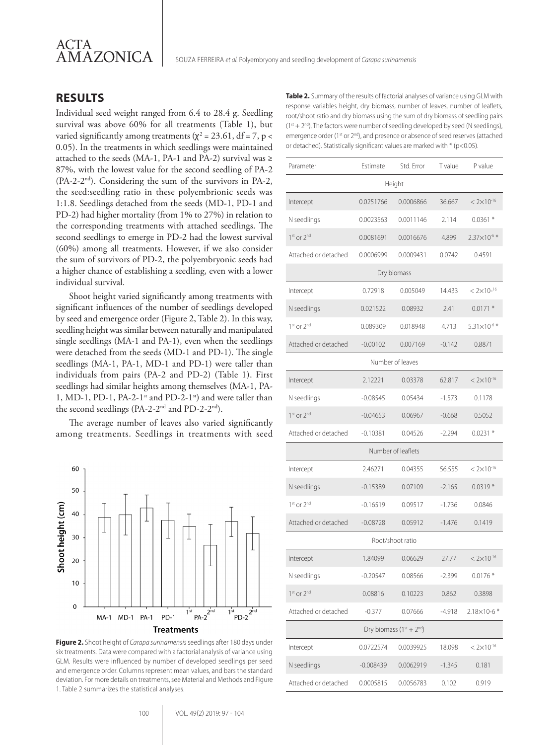## RESULTS

Individual seed weight ranged from 6.4 to 28.4 g. Seedling survival was above 60% for all treatments (Table 1), but varied significantly among treatments ($\chi^2 = 23.61$, df = 7, $p < 0.05$). In the treatments in which seedlings were maintained attached to the seeds (MA-1, PA-1 and PA-2) survival was ≥ 87%, with the lowest value for the second seedling of PA-2 (PA-2-2[nd]). Considering the sum of the survivors in PA-2, the seed:seedling ratio in these polyembrionic seeds was 1:1.8. Seedlings detached from the seeds (MD-1, PD-1 and PD-2) had higher mortality (from 1% to 27%) in relation to the corresponding treatments with attached seedlings. The second seedlings to emerge in PD-2 had the lowest survival (60%) among all treatments. However, if we also consider the sum of survivors of PD-2, the polyembryonic seeds had a higher chance of establishing a seedling, even with a lower individual survival.

Shoot height varied significantly among treatments with significant influences of the number of seedlings developed by seed and emergence order (Figure 2, Table 2). In this way, seedling height was similar between naturally and manipulated single seedlings (MA-1 and PA-1), even when the seedlings were detached from the seeds (MD-1 and PD-1). The single seedlings (MA-1, PA-1, MD-1 and PD-1) were taller than individuals from pairs (PA-2 and PD-2) (Table 1). First seedlings had similar heights among themselves (MA-1, PA-1, MD-1, PD-1, PA-2-1[st] and PD-2-1[st]) and were taller than the second seedlings (PA-2-2[nd] and PD-2-2[nd]).

The average number of leaves also varied significantly among treatments. Seedlings in treatments with seed

**Figure 2.** Shoot height of *Carapa surinamensis* seedlings after 180 days under six treatments. Data were compared with a factorial analysis of variance using GLM. Results were influenced by number of developed seedlings per seed and emergence order. Columns represent mean values, and bars the standard deviation. For more details on treatments, see Material and Methods and Figure 1. Table 2 summarizes the statistical analyses.

**Table 2.** Summary of the results of factorial analyses of variance using GLM with response variables height, dry biomass, number of leaves, number of leaflets, root/shoot ratio and dry biomass using the sum of dry biomass of seedling pairs (1[st] + 2[nd]). The factors were number of seedling developed by seed (N seedlings), emergence order (1[st] or 2[nd]), and presence or absence of seed reserves (attached or detached). Statistically significant values are marked with * (p<0.05).

| Parameter | Estimate | Std. Error | T value | P value |
|---|---|---|---|---|
| Height | | | | |
| Intercept | 0.0251766 | 0.0006866 | 36.667 | $< 2\times10^{-16}$ |
| N seedlings | 0.0023563 | 0.0011146 | 2.114 | 0.0361 * |
| 1st or 2nd | 0.0081691 | 0.0016676 | 4.899 | $2.37\times10^{-6}$ * |
| Attached or detached | 0.0006999 | 0.0009431 | 0.0742 | 0.4591 |
| Dry biomass | | | | |
| Intercept | 0.72918 | 0.005049 | 14.433 | $< 2\times10^{-16}$ |
| N seedlings | 0.021522 | 0.08932 | 2.41 | 0.0171 * |
| 1st or 2nd | 0.089309 | 0.018948 | 4.713 | $5.31\times10^{-6}$ * |
| Attached or detached | -0.00102 | 0.007169 | -0.142 | 0.8871 |
| Number of leaves | | | | |
| Intercept | 2.12221 | 0.03378 | 62.817 | $< 2\times10^{-16}$ |
| N seedlings | -0.08545 | 0.05434 | -1.573 | 0.1178 |
| 1st or 2nd | -0.04653 | 0.06967 | -0.668 | 0.5052 |
| Attached or detached | -0.10381 | 0.04526 | -2.294 | 0.0231 * |
| Number of leaflets | | | | |
| Intercept | 2.46271 | 0.04355 | 56.555 | $< 2\times10^{-16}$ |
| N seedlings | -0.15389 | 0.07109 | -2.165 | 0.0319 * |
| 1st or 2nd | -0.16519 | 0.09517 | -1.736 | 0.0846 |
| Attached or detached | -0.08728 | 0.05912 | -1.476 | 0.1419 |
| Root/shoot ratio | | | | |
| Intercept | 1.84099 | 0.06629 | 27.77 | $< 2\times10^{-16}$ |
| N seedlings | -0.20547 | 0.08566 | -2.399 | 0.0176 * |
| 1st or 2nd | 0.08816 | 0.10223 | 0.862 | 0.3898 |
| Attached or detached | -0.377 | 0.07666 | -4.918 | $2.18\times10^{-6}$ * |
| Dry biomass (1st + 2nd) | | | | |
| Intercept | 0.0722574 | 0.0039925 | 18.098 | $< 2\times10^{-16}$ |
| N seedlings | -0.008439 | 0.0062919 | -1.345 | 0.181 |
| Attached or detached | 0.0005815 | 0.0056783 | 0.102 | 0.919 |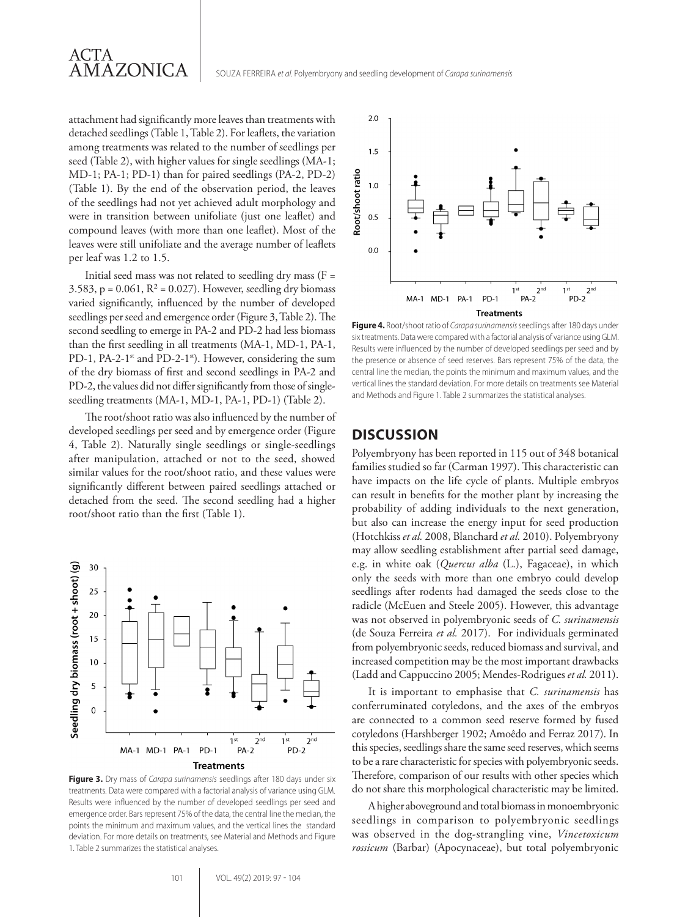attachment had significantly more leaves than treatments with detached seedlings (Table 1, Table 2). For leaflets, the variation among treatments was related to the number of seedlings per seed (Table 2), with higher values for single seedlings (MA-1; MD-1; PA-1; PD-1) than for paired seedlings (PA-2, PD-2) (Table 1). By the end of the observation period, the leaves of the seedlings had not yet achieved adult morphology and were in transition between unifoliate (just one leaflet) and compound leaves (with more than one leaflet). Most of the leaves were still unifoliate and the average number of leaflets per leaf was 1.2 to 1.5.

Initial seed mass was not related to seedling dry mass ($F = 3.583$, $p = 0.061$, $R^2 = 0.027$). However, seedling dry biomass varied significantly, influenced by the number of developed seedlings per seed and emergence order (Figure 3, Table 2). The second seedling to emerge in PA-2 and PD-2 had less biomass than the first seedling in all treatments (MA-1, MD-1, PA-1, PD-1, PA-2-1st and PD-2-1st). However, considering the sum of the dry biomass of first and second seedlings in PA-2 and PD-2, the values did not differ significantly from those of single-seedling treatments (MA-1, MD-1, PA-1, PD-1) (Table 2).

The root/shoot ratio was also influenced by the number of developed seedlings per seed and by emergence order (Figure 4, Table 2). Naturally single seedlings or single-seedlings after manipulation, attached or not to the seed, showed similar values for the root/shoot ratio, and these values were significantly different between paired seedlings attached or detached from the seed. The second seedling had a higher root/shoot ratio than the first (Table 1).

**Figure 3.** Dry mass of *Carapa surinamensis* seedlings after 180 days under six treatments. Data were compared with a factorial analysis of variance using GLM. Results were influenced by the number of developed seedlings per seed and emergence order. Bars represent 75% of the data, the central line the median, the points the minimum and maximum values, and the vertical lines the standard deviation. For more details on treatments, see Material and Methods and Figure 1. Table 2 summarizes the statistical analyses.

**Figure 4.** Root/shoot ratio of *Carapa surinamensis* seedlings after 180 days under six treatments. Data were compared with a factorial analysis of variance using GLM. Results were influenced by the number of developed seedlings per seed and by the presence or absence of seed reserves. Bars represent 75% of the data, the central line the median, the points the minimum and maximum values, and the vertical lines the standard deviation. For more details on treatments see Material and Methods and Figure 1. Table 2 summarizes the statistical analyses.

## DISCUSSION

Polyembryony has been reported in 115 out of 348 botanical families studied so far (Carman 1997). This characteristic can have impacts on the life cycle of plants. Multiple embryos can result in benefits for the mother plant by increasing the probability of adding individuals to the next generation, but also can increase the energy input for seed production (Hotchkiss *et al.* 2008, Blanchard *et al.* 2010). Polyembryony may allow seedling establishment after partial seed damage, e.g. in white oak (*Quercus alba* (L.), Fagaceae), in which only the seeds with more than one embryo could develop seedlings after rodents had damaged the seeds close to the radicle (McEuen and Steele 2005). However, this advantage was not observed in polyembryonic seeds of *C. surinamensis* (de Souza Ferreira *et al.* 2017). For individuals germinated from polyembryonic seeds, reduced biomass and survival, and increased competition may be the most important drawbacks (Ladd and Cappuccino 2005; Mendes-Rodrigues *et al.* 2011).

It is important to emphasise that *C. surinamensis* has conferruminated cotyledons, and the axes of the embryos are connected to a common seed reserve formed by fused cotyledons (Harshberger 1902; Amoêdo and Ferraz 2017). In this species, seedlings share the same seed reserves, which seems to be a rare characteristic for species with polyembryonic seeds. Therefore, comparison of our results with other species which do not share this morphological characteristic may be limited.

A higher aboveground and total biomass in monoembryonic seedlings in comparison to polyembryonic seedlings was observed in the dog-strangling vine, *Vincetoxicum rossicum* (Barbar) (Apocynaceae), but total polyembryonic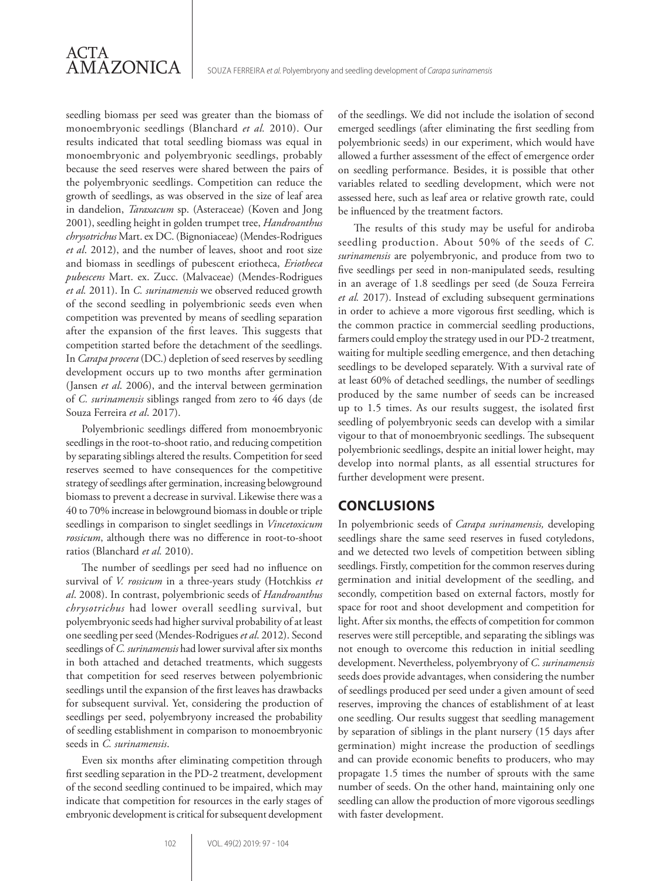seedling biomass per seed was greater than the biomass of monoembryonic seedlings (Blanchard *et al.* 2010). Our results indicated that total seedling biomass was equal in monoembryonic and polyembryonic seedlings, probably because the seed reserves were shared between the pairs of the polyembryonic seedlings. Competition can reduce the growth of seedlings, as was observed in the size of leaf area in dandelion, *Taraxacum* sp. (Asteraceae) (Koven and Jong 2001), seedling height in golden trumpet tree, *Handroanthus chrysotrichus* Mart. ex DC. (Bignoniaceae) (Mendes-Rodrigues *et al*. 2012), and the number of leaves, shoot and root size and biomass in seedlings of pubescent eriotheca, *Eriotheca pubescens* Mart. ex. Zucc. (Malvaceae) (Mendes-Rodrigues *et al.* 2011). In *C. surinamensis* we observed reduced growth of the second seedling in polyembrionic seeds even when competition was prevented by means of seedling separation after the expansion of the first leaves. This suggests that competition started before the detachment of the seedlings. In *Carapa procera* (DC.) depletion of seed reserves by seedling development occurs up to two months after germination (Jansen *et al*. 2006), and the interval between germination of *C. surinamensis* siblings ranged from zero to 46 days (de Souza Ferreira *et al*. 2017).

Polyembrionic seedlings differed from monoembryonic seedlings in the root-to-shoot ratio, and reducing competition by separating siblings altered the results. Competition for seed reserves seemed to have consequences for the competitive strategy of seedlings after germination, increasing belowground biomass to prevent a decrease in survival. Likewise there was a 40 to 70% increase in belowground biomass in double or triple seedlings in comparison to singlet seedlings in *Vincetoxicum rossicum*, although there was no difference in root-to-shoot ratios (Blanchard *et al.* 2010).

The number of seedlings per seed had no influence on survival of *V. rossicum* in a three-years study (Hotchkiss *et al*. 2008). In contrast, polyembrionic seeds of *Handroanthus chrysotrichus* had lower overall seedling survival, but polyembryonic seeds had higher survival probability of at least one seedling per seed (Mendes-Rodrigues *et al*. 2012). Second seedlings of *C. surinamensis* had lower survival after six months in both attached and detached treatments, which suggests that competition for seed reserves between polyembrionic seedlings until the expansion of the first leaves has drawbacks for subsequent survival. Yet, considering the production of seedlings per seed, polyembryony increased the probability of seedling establishment in comparison to monoembryonic seeds in *C. surinamensis*.

Even six months after eliminating competition through first seedling separation in the PD-2 treatment, development of the second seedling continued to be impaired, which may indicate that competition for resources in the early stages of embryonic development is critical for subsequent development of the seedlings. We did not include the isolation of second emerged seedlings (after eliminating the first seedling from polyembrionic seeds) in our experiment, which would have allowed a further assessment of the effect of emergence order on seedling performance. Besides, it is possible that other variables related to seedling development, which were not assessed here, such as leaf area or relative growth rate, could be influenced by the treatment factors.

The results of this study may be useful for andiroba seedling production. About 50% of the seeds of *C. surinamensis* are polyembryonic, and produce from two to five seedlings per seed in non-manipulated seeds, resulting in an average of 1.8 seedlings per seed (de Souza Ferreira *et al.* 2017). Instead of excluding subsequent germinations in order to achieve a more vigorous first seedling, which is the common practice in commercial seedling productions, farmers could employ the strategy used in our PD-2 treatment, waiting for multiple seedling emergence, and then detaching seedlings to be developed separately. With a survival rate of at least 60% of detached seedlings, the number of seedlings produced by the same number of seeds can be increased up to 1.5 times. As our results suggest, the isolated first seedling of polyembryonic seeds can develop with a similar vigour to that of monoembryonic seedlings. The subsequent polyembrionic seedlings, despite an initial lower height, may develop into normal plants, as all essential structures for further development were present.

## CONCLUSIONS

In polyembrionic seeds of *Carapa surinamensis,* developing seedlings share the same seed reserves in fused cotyledons, and we detected two levels of competition between sibling seedlings. Firstly, competition for the common reserves during germination and initial development of the seedling, and secondly, competition based on external factors, mostly for space for root and shoot development and competition for light. After six months, the effects of competition for common reserves were still perceptible, and separating the siblings was not enough to overcome this reduction in initial seedling development. Nevertheless, polyembryony of *C. surinamensis* seeds does provide advantages, when considering the number of seedlings produced per seed under a given amount of seed reserves, improving the chances of establishment of at least one seedling. Our results suggest that seedling management by separation of siblings in the plant nursery (15 days after germination) might increase the production of seedlings and can provide economic benefits to producers, who may propagate 1.5 times the number of sprouts with the same number of seeds. On the other hand, maintaining only one seedling can allow the production of more vigorous seedlings with faster development.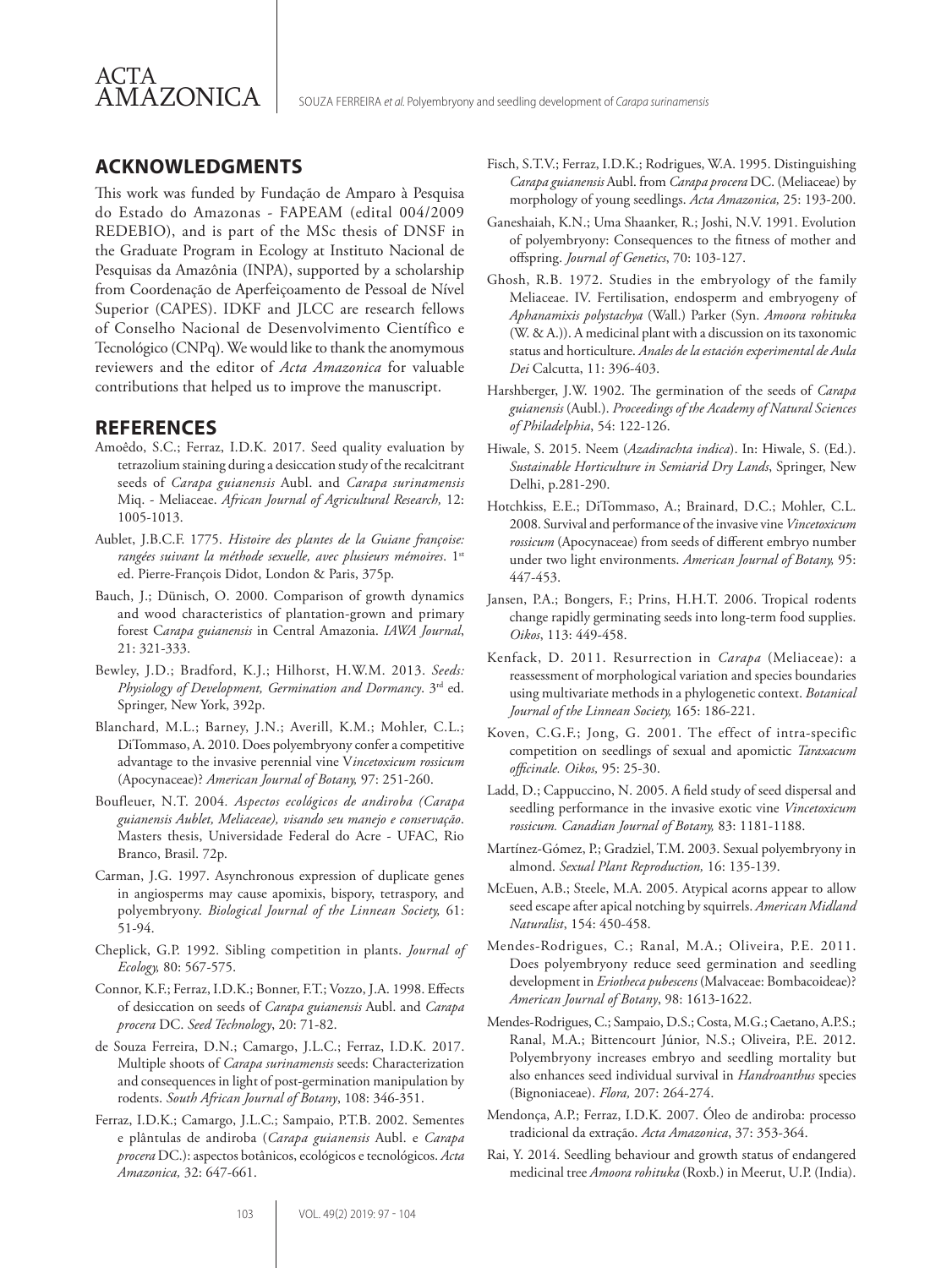## ACKNOWLEDGMENTS

This work was funded by Fundação de Amparo à Pesquisa do Estado do Amazonas - FAPEAM (edital 004/2009 REDEBIO), and is part of the MSc thesis of DNSF in the Graduate Program in Ecology at Instituto Nacional de Pesquisas da Amazônia (INPA), supported by a scholarship from Coordenação de Aperfeiçoamento de Pessoal de Nível Superior (CAPES). IDKF and JLCC are research fellows of Conselho Nacional de Desenvolvimento Científico e Tecnológico (CNPq). We would like to thank the anomymous reviewers and the editor of *Acta Amazonica* for valuable contributions that helped us to improve the manuscript.

## REFERENCES

Amoêdo, S.C.; Ferraz, I.D.K. 2017. Seed quality evaluation by tetrazolium staining during a desiccation study of the recalcitrant seeds of *Carapa guianensis* Aubl. and *Carapa surinamensis* Miq. - Meliaceae. *African Journal of Agricultural Research,* 12: 1005-1013.

Aublet, J.B.C.F. 1775. *Histoire des plantes de la Guiane françoise: rangées suivant la méthode sexuelle, avec plusieurs mémoires*. 1st ed. Pierre-François Didot, London & Paris, 375p.

Bauch, J.; Dünisch, O. 2000. Comparison of growth dynamics and wood characteristics of plantation-grown and primary forest C*arapa guianensis* in Central Amazonia. *IAWA Journal*, 21: 321-333.

Bewley, J.D.; Bradford, K.J.; Hilhorst, H.W.M. 2013. *Seeds: Physiology of Development, Germination and Dormancy*. 3rd ed. Springer, New York, 392p.

Blanchard, M.L.; Barney, J.N.; Averill, K.M.; Mohler, C.L.; DiTommaso, A. 2010. Does polyembryony confer a competitive advantage to the invasive perennial vine V*incetoxicum rossicum* (Apocynaceae)? *American Journal of Botany,* 97: 251-260.

Boufleuer, N.T. 2004. *Aspectos ecológicos de andiroba (Carapa guianensis Aublet, Meliaceae), visando seu manejo e conservação*. Masters thesis, Universidade Federal do Acre - UFAC, Rio Branco, Brasil. 72p.

Carman, J.G. 1997. Asynchronous expression of duplicate genes in angiosperms may cause apomixis, bispory, tetraspory, and polyembryony. *Biological Journal of the Linnean Society,* 61: 51-94.

Cheplick, G.P. 1992. Sibling competition in plants. *Journal of Ecology,* 80: 567-575.

Connor, K.F.; Ferraz, I.D.K.; Bonner, F.T.; Vozzo, J.A. 1998. Effects of desiccation on seeds of *Carapa guianensis* Aubl. and *Carapa procera* DC. *Seed Technology*, 20: 71-82.

de Souza Ferreira, D.N.; Camargo, J.L.C.; Ferraz, I.D.K. 2017. Multiple shoots of *Carapa surinamensis* seeds: Characterization and consequences in light of post-germination manipulation by rodents. *South African Journal of Botany*, 108: 346-351.

Ferraz, I.D.K.; Camargo, J.L.C.; Sampaio, P.T.B. 2002. Sementes e plântulas de andiroba (*Carapa guianensis* Aubl. e *Carapa procera* DC.): aspectos botânicos, ecológicos e tecnológicos. *Acta Amazonica,* 32: 647-661.

Fisch, S.T.V.; Ferraz, I.D.K.; Rodrigues, W.A. 1995. Distinguishing *Carapa guianensis* Aubl. from *Carapa procera* DC. (Meliaceae) by morphology of young seedlings. *Acta Amazonica,* 25: 193-200.

Ganeshaiah, K.N.; Uma Shaanker, R.; Joshi, N.V. 1991. Evolution of polyembryony: Consequences to the fitness of mother and offspring. *Journal of Genetics*, 70: 103-127.

Ghosh, R.B. 1972. Studies in the embryology of the family Meliaceae. IV. Fertilisation, endosperm and embryogeny of *Aphanamixis polystachya* (Wall.) Parker (Syn. *Amoora rohituka* (W. & A.)). A medicinal plant with a discussion on its taxonomic status and horticulture. *Anales de la estación experimental de Aula Dei* Calcutta, 11: 396-403.

Harshberger, J.W. 1902. The germination of the seeds of *Carapa guianensis* (Aubl.). *Proceedings of the Academy of Natural Sciences of Philadelphia*, 54: 122-126.

Hiwale, S. 2015. Neem (*Azadirachta indica*). In: Hiwale, S. (Ed.). *Sustainable Horticulture in Semiarid Dry Lands*, Springer, New Delhi, p.281-290.

Hotchkiss, E.E.; DiTommaso, A.; Brainard, D.C.; Mohler, C.L. 2008. Survival and performance of the invasive vine *Vincetoxicum rossicum* (Apocynaceae) from seeds of different embryo number under two light environments. *American Journal of Botany,* 95: 447-453.

Jansen, P.A.; Bongers, F.; Prins, H.H.T. 2006. Tropical rodents change rapidly germinating seeds into long-term food supplies. *Oikos*, 113: 449-458.

Kenfack, D. 2011. Resurrection in *Carapa* (Meliaceae): a reassessment of morphological variation and species boundaries using multivariate methods in a phylogenetic context. *Botanical Journal of the Linnean Society,* 165: 186-221.

Koven, C.G.F.; Jong, G. 2001. The effect of intra-specific competition on seedlings of sexual and apomictic *Taraxacum officinale. Oikos,* 95: 25-30.

Ladd, D.; Cappuccino, N. 2005. A field study of seed dispersal and seedling performance in the invasive exotic vine *Vincetoxicum rossicum. Canadian Journal of Botany,* 83: 1181-1188.

Martínez-Gómez, P.; Gradziel, T.M. 2003. Sexual polyembryony in almond. *Sexual Plant Reproduction,* 16: 135-139.

McEuen, A.B.; Steele, M.A. 2005. Atypical acorns appear to allow seed escape after apical notching by squirrels. *American Midland Naturalist*, 154: 450-458.

Mendes-Rodrigues, C.; Ranal, M.A.; Oliveira, P.E. 2011. Does polyembryony reduce seed germination and seedling development in *Eriotheca pubescens* (Malvaceae: Bombacoideae)? *American Journal of Botany*, 98: 1613-1622.

Mendes-Rodrigues, C.; Sampaio, D.S.; Costa, M.G.; Caetano, A.P.S.; Ranal, M.A.; Bittencourt Júnior, N.S.; Oliveira, P.E. 2012. Polyembryony increases embryo and seedling mortality but also enhances seed individual survival in *Handroanthus* species (Bignoniaceae). *Flora,* 207: 264-274.

Mendonça, A.P.; Ferraz, I.D.K. 2007. Óleo de andiroba: processo tradicional da extração. *Acta Amazonica*, 37: 353-364.

Rai, Y. 2014. Seedling behaviour and growth status of endangered medicinal tree *Amoora rohituka* (Roxb.) in Meerut, U.P. (India).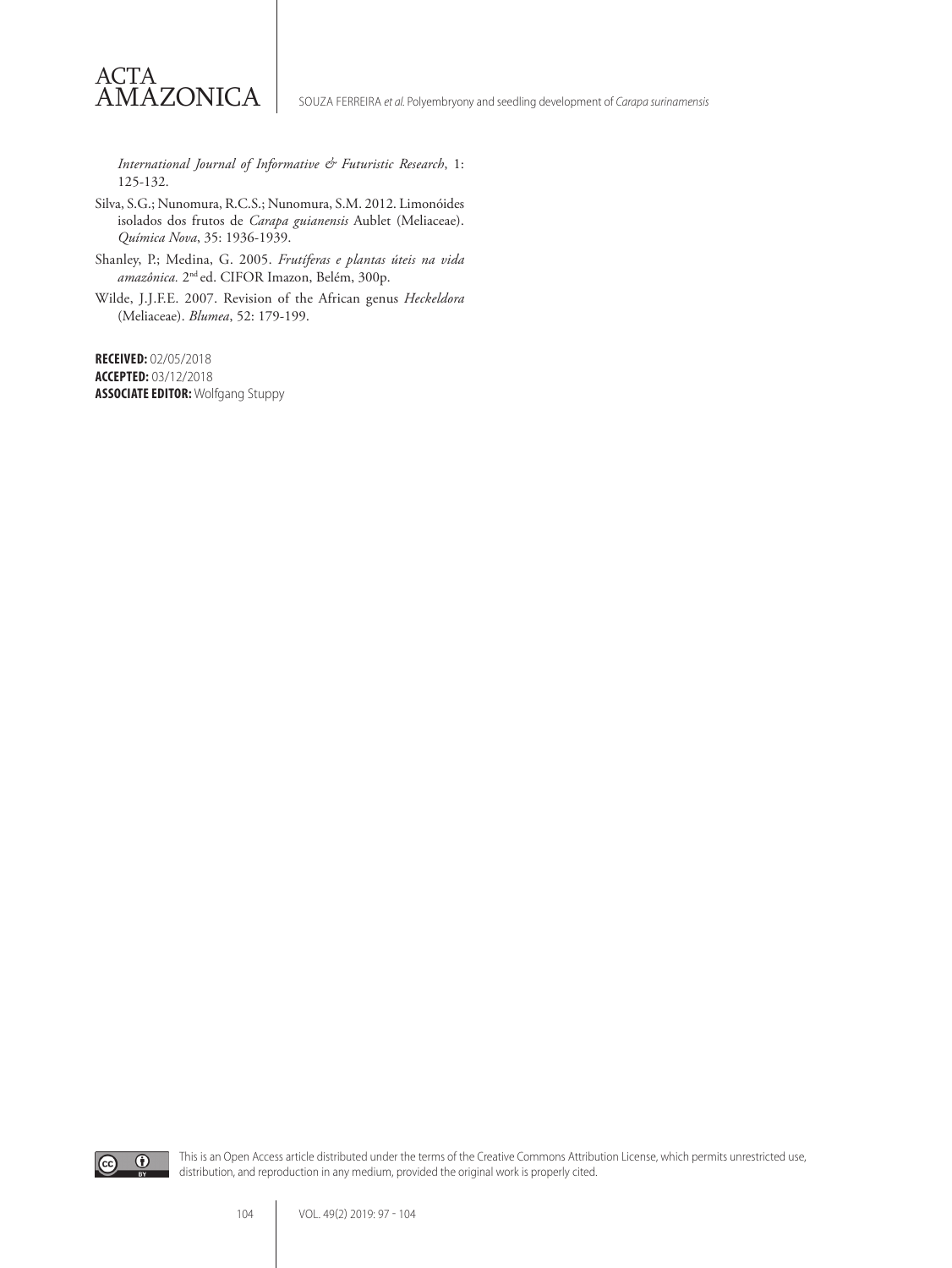*International Journal of Informative & Futuristic Research*, 1: 125-132.

Silva, S.G.; Nunomura, R.C.S.; Nunomura, S.M. 2012. Limonóides isolados dos frutos de *Carapa guianensis* Aublet (Meliaceae). *Química Nova*, 35: 1936-1939.

Shanley, P.; Medina, G. 2005. *Frutíferas e plantas úteis na vida amazônica.* 2nd ed. CIFOR Imazon, Belém, 300p.

Wilde, J.J.F.E. 2007. Revision of the African genus *Heckeldora* (Meliaceae). *Blumea*, 52: 179-199.

**RECEIVED:** 02/05/2018
**ACCEPTED:** 03/12/2018
**ASSOCIATE EDITOR:** Wolfgang Stuppy

This is an Open Access article distributed under the terms of the Creative Commons Attribution License, which permits unrestricted use, distribution, and reproduction in any medium, provided the original work is properly cited.